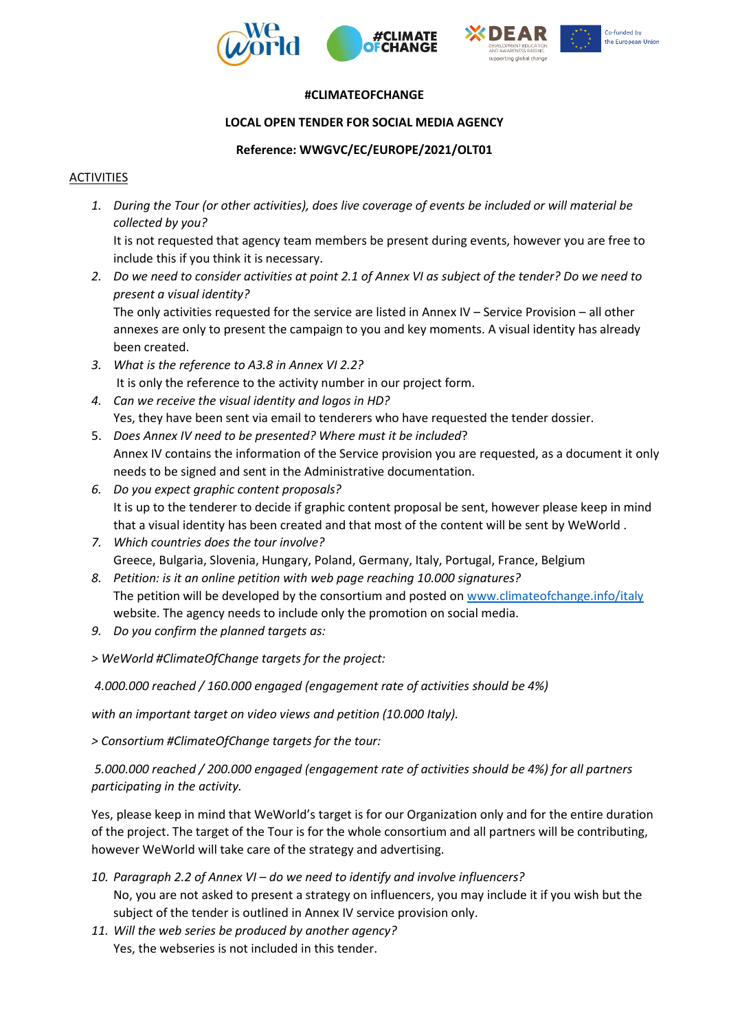**#CLIMATEOFCHANGE**

**LOCAL OPEN TENDER FOR SOCIAL MEDIA AGENCY**

**Reference: WWGVC/EC/EUROPE/2021/OLT01**

ACTIVITIES

1. *During the Tour (or other activities), does live coverage of events be included or will material be collected by you?*
   It is not requested that agency team members be present during events, however you are free to include this if you think it is necessary.
2. *Do we need to consider activities at point 2.1 of Annex VI as subject of the tender? Do we need to present a visual identity?*
   The only activities requested for the service are listed in Annex IV – Service Provision – all other annexes are only to present the campaign to you and key moments. A visual identity has already been created.
3. *What is the reference to A3.8 in Annex VI 2.2?*
   It is only the reference to the activity number in our project form.
4. *Can we receive the visual identity and logos in HD?*
   Yes, they have been sent via email to tenderers who have requested the tender dossier.
5. *Does Annex IV need to be presented? Where must it be included*?
   Annex IV contains the information of the Service provision you are requested, as a document it only needs to be signed and sent in the Administrative documentation.
6. *Do you expect graphic content proposals?*
   It is up to the tenderer to decide if graphic content proposal be sent, however please keep in mind that a visual identity has been created and that most of the content will be sent by WeWorld .
7. *Which countries does the tour involve?*
   Greece, Bulgaria, Slovenia, Hungary, Poland, Germany, Italy, Portugal, France, Belgium
8. *Petition: is it an online petition with web page reaching 10.000 signatures?*
   The petition will be developed by the consortium and posted on www.climateofchange.info/italy website. The agency needs to include only the promotion on social media.
9. *Do you confirm the planned targets as:*

*> WeWorld #ClimateOfChange targets for the project:*

*4.000.000 reached / 160.000 engaged (engagement rate of activities should be 4%)*

*with an important target on video views and petition (10.000 Italy).*

*> Consortium #ClimateOfChange targets for the tour:*

*5.000.000 reached / 200.000 engaged (engagement rate of activities should be 4%) for all partners participating in the activity.*

Yes, please keep in mind that WeWorld's target is for our Organization only and for the entire duration of the project. The target of the Tour is for the whole consortium and all partners will be contributing, however WeWorld will take care of the strategy and advertising.

10. *Paragraph 2.2 of Annex VI – do we need to identify and involve influencers?*
    No, you are not asked to present a strategy on influencers, you may include it if you wish but the subject of the tender is outlined in Annex IV service provision only.
11. *Will the web series be produced by another agency?*
    Yes, the webseries is not included in this tender.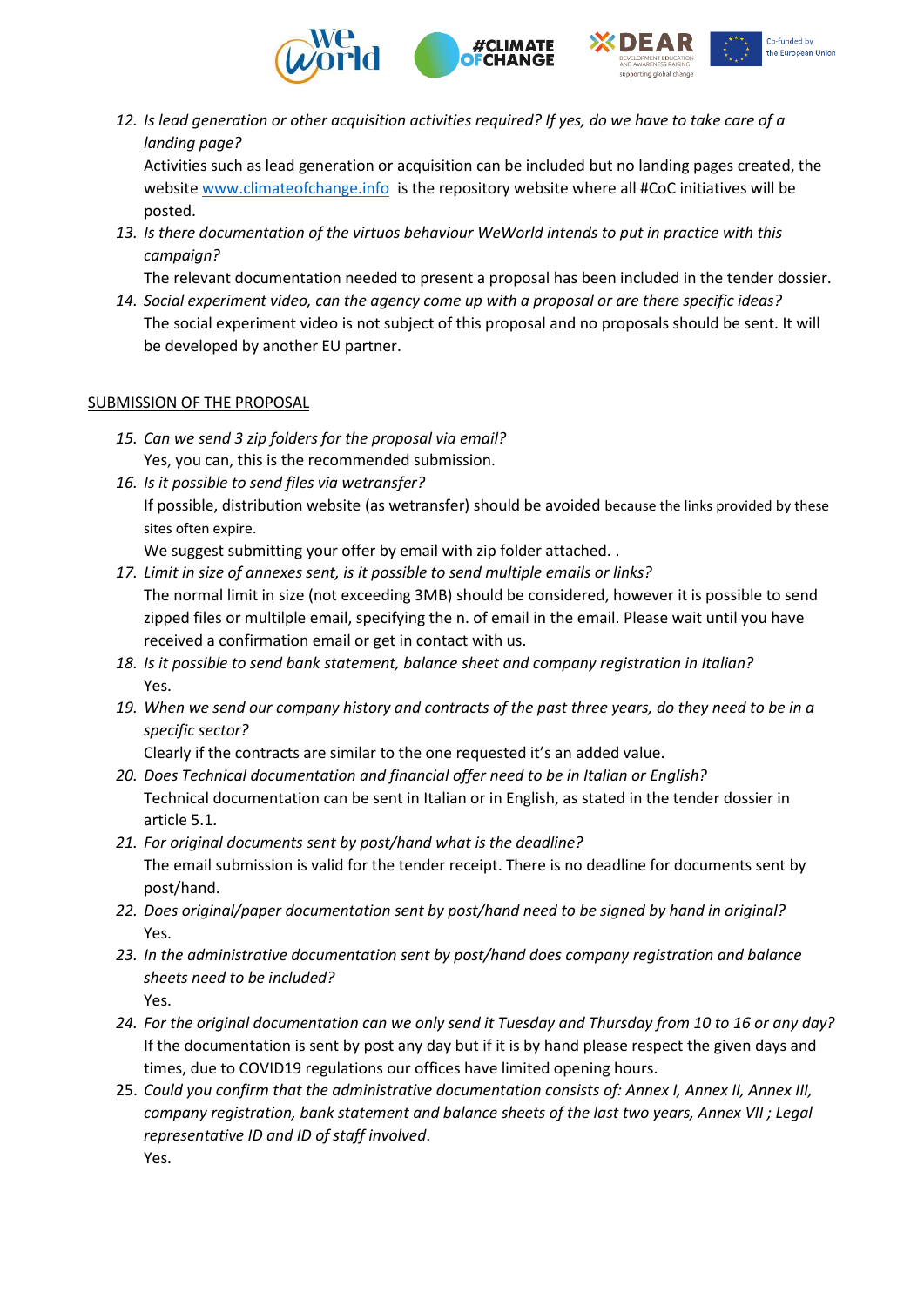12. *Is lead generation or other acquisition activities required? If yes, do we have to take care of a landing page?*
    Activities such as lead generation or acquisition can be included but no landing pages created, the website [www.climateofchange.info](http://www.climateofchange.info) is the repository website where all #CoC initiatives will be posted.
13. *Is there documentation of the virtuos behaviour WeWorld intends to put in practice with this campaign?*
    The relevant documentation needed to present a proposal has been included in the tender dossier.
14. *Social experiment video, can the agency come up with a proposal or are there specific ideas?*
    The social experiment video is not subject of this proposal and no proposals should be sent. It will be developed by another EU partner.

SUBMISSION OF THE PROPOSAL

15. *Can we send 3 zip folders for the proposal via email?*
    Yes, you can, this is the recommended submission.
16. *Is it possible to send files via wetransfer?*
    If possible, distribution website (as wetransfer) should be avoided because the links provided by these sites often expire.
    We suggest submitting your offer by email with zip folder attached. .
17. *Limit in size of annexes sent, is it possible to send multiple emails or links?*
    The normal limit in size (not exceeding 3MB) should be considered, however it is possible to send zipped files or multilple email, specifying the n. of email in the email. Please wait until you have received a confirmation email or get in contact with us.
18. *Is it possible to send bank statement, balance sheet and company registration in Italian?*
    Yes.
19. *When we send our company history and contracts of the past three years, do they need to be in a specific sector?*
    Clearly if the contracts are similar to the one requested it's an added value.
20. *Does Technical documentation and financial offer need to be in Italian or English?*
    Technical documentation can be sent in Italian or in English, as stated in the tender dossier in article 5.1.
21. *For original documents sent by post/hand what is the deadline?*
    The email submission is valid for the tender receipt. There is no deadline for documents sent by post/hand.
22. *Does original/paper documentation sent by post/hand need to be signed by hand in original?*
    Yes.
23. *In the administrative documentation sent by post/hand does company registration and balance sheets need to be included?*
    Yes.
24. *For the original documentation can we only send it Tuesday and Thursday from 10 to 16 or any day?*
    If the documentation is sent by post any day but if it is by hand please respect the given days and times, due to COVID19 regulations our offices have limited opening hours.
25. *Could you confirm that the administrative documentation consists of: Annex I, Annex II, Annex III, company registration, bank statement and balance sheets of the last two years, Annex VII ; Legal representative ID and ID of staff involved*.
    Yes.